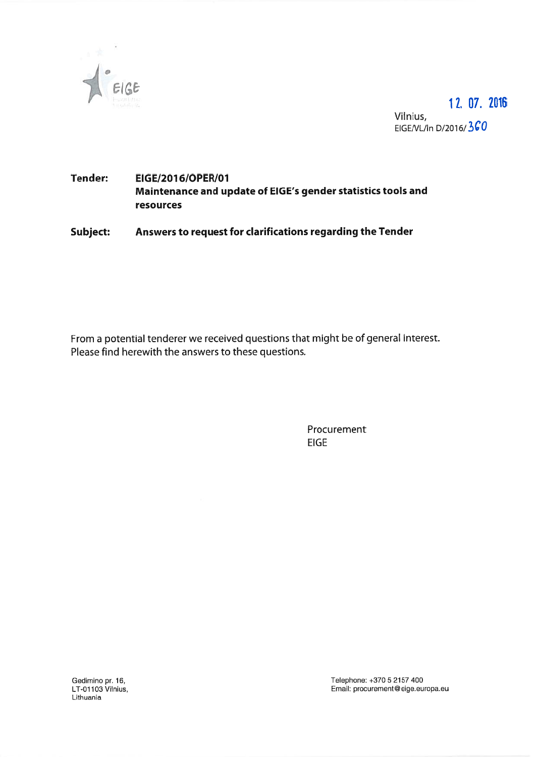EIGE

12. 07. 2016

Vilnius,
EIGE/VL/In D/2016/360

**Tender:** **EIGE/2016/OPER/01**
**Maintenance and update of EIGE's gender statistics tools and resources**

**Subject:** **Answers to request for clarifications regarding the Tender**

From a potential tenderer we received questions that might be of general interest. Please find herewith the answers to these questions.

Procurement
EIGE

Gedimino pr. 16,
LT-01103 Vilnius,
Lithuania

Telephone: +370 5 2157 400
Email: procurement@eige.europa.eu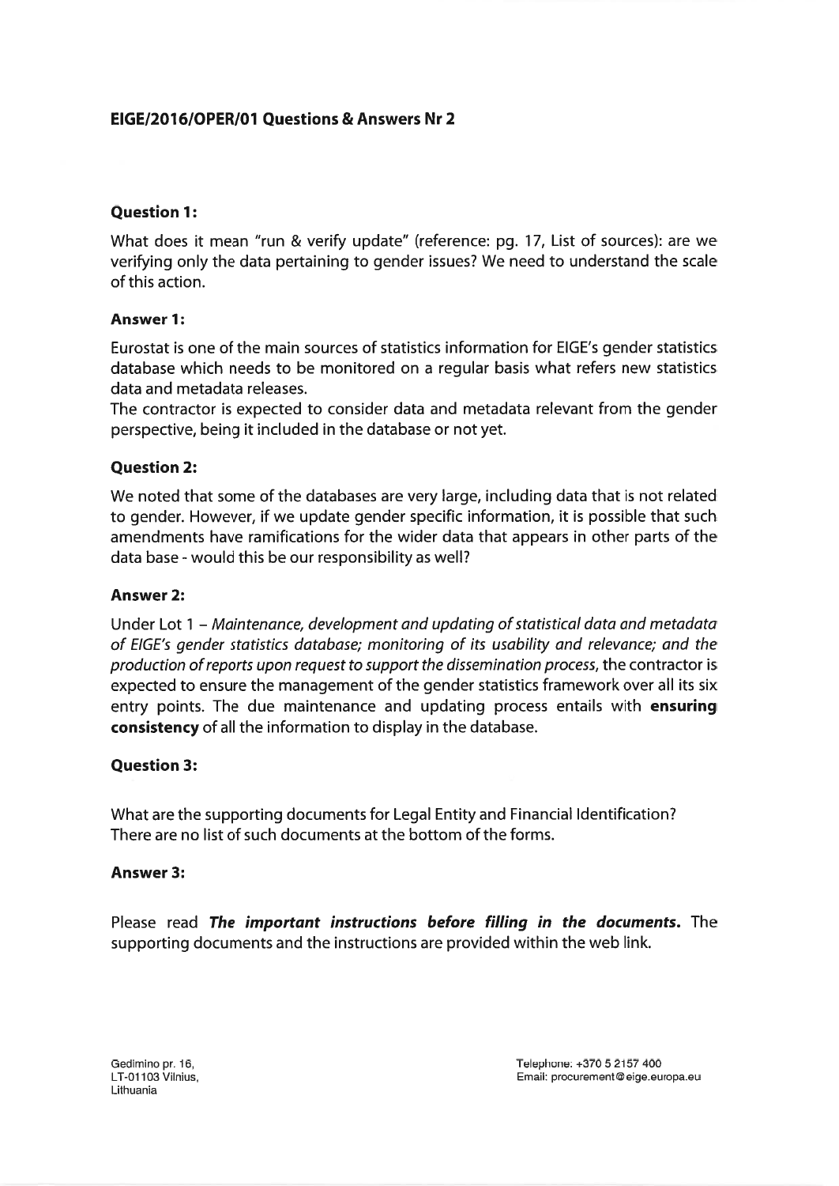## EIGE/2016/OPER/01 Questions & Answers Nr 2

### Question 1:

What does it mean "run & verify update" (reference: pg. 17, List of sources): are we verifying only the data pertaining to gender issues? We need to understand the scale of this action.

### Answer 1:

Eurostat is one of the main sources of statistics information for EIGE's gender statistics database which needs to be monitored on a regular basis what refers new statistics data and metadata releases.

The contractor is expected to consider data and metadata relevant from the gender perspective, being it included in the database or not yet.

### Question 2:

We noted that some of the databases are very large, including data that is not related to gender. However, if we update gender specific information, it is possible that such amendments have ramifications for the wider data that appears in other parts of the data base - would this be our responsibility as well?

### Answer 2:

Under Lot 1 – *Maintenance, development and updating of statistical data and metadata of EIGE's gender statistics database; monitoring of its usability and relevance; and the production of reports upon request to support the dissemination process*, the contractor is expected to ensure the management of the gender statistics framework over all its six entry points. The due maintenance and updating process entails with **ensuring consistency** of all the information to display in the database.

### Question 3:

What are the supporting documents for Legal Entity and Financial Identification? There are no list of such documents at the bottom of the forms.

### Answer 3:

Please read ***The important instructions before filling in the documents.*** The supporting documents and the instructions are provided within the web link.

Gedimino pr. 16,
LT-01103 Vilnius,
Lithuania

Telephone: +370 5 2157 400
Email: procurement@eige.europa.eu